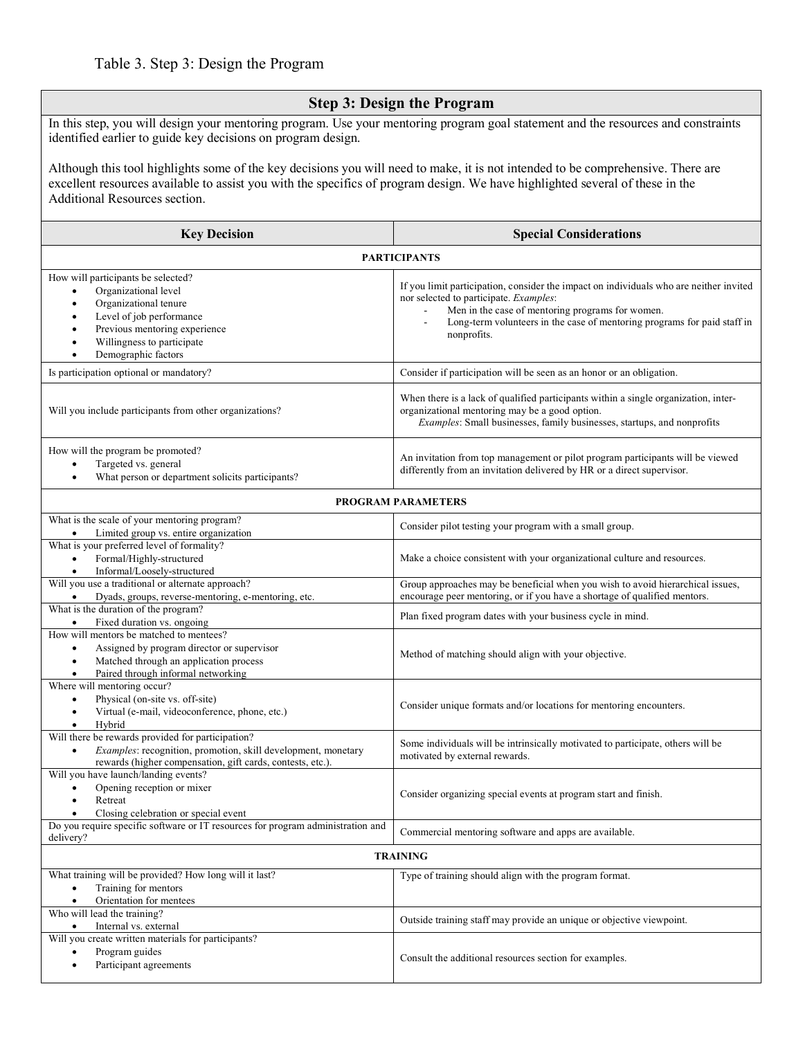Table 3. Step 3: Design the Program

## Step 3: Design the Program

In this step, you will design your mentoring program. Use your mentoring program goal statement and the resources and constraints identified earlier to guide key decisions on program design.

Although this tool highlights some of the key decisions you will need to make, it is not intended to be comprehensive. There are excellent resources available to assist you with the specifics of program design. We have highlighted several of these in the Additional Resources section.

| Key Decision | Special Considerations |
|---|---|
| **PARTICIPANTS** | |
| How will participants be selected?<br>• Organizational level<br>• Organizational tenure<br>• Level of job performance<br>• Previous mentoring experience<br>• Willingness to participate<br>• Demographic factors | If you limit participation, consider the impact on individuals who are neither invited nor selected to participate. *Examples*:<br>- Men in the case of mentoring programs for women.<br>- Long-term volunteers in the case of mentoring programs for paid staff in nonprofits. |
| Is participation optional or mandatory? | Consider if participation will be seen as an honor or an obligation. |
| Will you include participants from other organizations? | When there is a lack of qualified participants within a single organization, inter-organizational mentoring may be a good option.<br>*Examples*: Small businesses, family businesses, startups, and nonprofits |
| How will the program be promoted?<br>• Targeted vs. general<br>• What person or department solicits participants? | An invitation from top management or pilot program participants will be viewed differently from an invitation delivered by HR or a direct supervisor. |
| **PROGRAM PARAMETERS** | |
| What is the scale of your mentoring program?<br>• Limited group vs. entire organization | Consider pilot testing your program with a small group. |
| What is your preferred level of formality?<br>• Formal/Highly-structured<br>• Informal/Loosely-structured | Make a choice consistent with your organizational culture and resources. |
| Will you use a traditional or alternate approach?<br>• Dyads, groups, reverse-mentoring, e-mentoring, etc. | Group approaches may be beneficial when you wish to avoid hierarchical issues, encourage peer mentoring, or if you have a shortage of qualified mentors. |
| What is the duration of the program?<br>• Fixed duration vs. ongoing | Plan fixed program dates with your business cycle in mind. |
| How will mentors be matched to mentees?<br>• Assigned by program director or supervisor<br>• Matched through an application process<br>• Paired through informal networking | Method of matching should align with your objective. |
| Where will mentoring occur?<br>• Physical (on-site vs. off-site)<br>• Virtual (e-mail, videoconference, phone, etc.)<br>• Hybrid | Consider unique formats and/or locations for mentoring encounters. |
| Will there be rewards provided for participation?<br>• *Examples*: recognition, promotion, skill development, monetary rewards (higher compensation, gift cards, contests, etc.). | Some individuals will be intrinsically motivated to participate, others will be motivated by external rewards. |
| Will you have launch/landing events?<br>• Opening reception or mixer<br>• Retreat<br>• Closing celebration or special event | Consider organizing special events at program start and finish. |
| Do you require specific software or IT resources for program administration and delivery? | Commercial mentoring software and apps are available. |
| **TRAINING** | |
| What training will be provided? How long will it last?<br>• Training for mentors<br>• Orientation for mentees | Type of training should align with the program format. |
| Who will lead the training?<br>• Internal vs. external | Outside training staff may provide an unique or objective viewpoint. |
| Will you create written materials for participants?<br>• Program guides<br>• Participant agreements | Consult the additional resources section for examples. |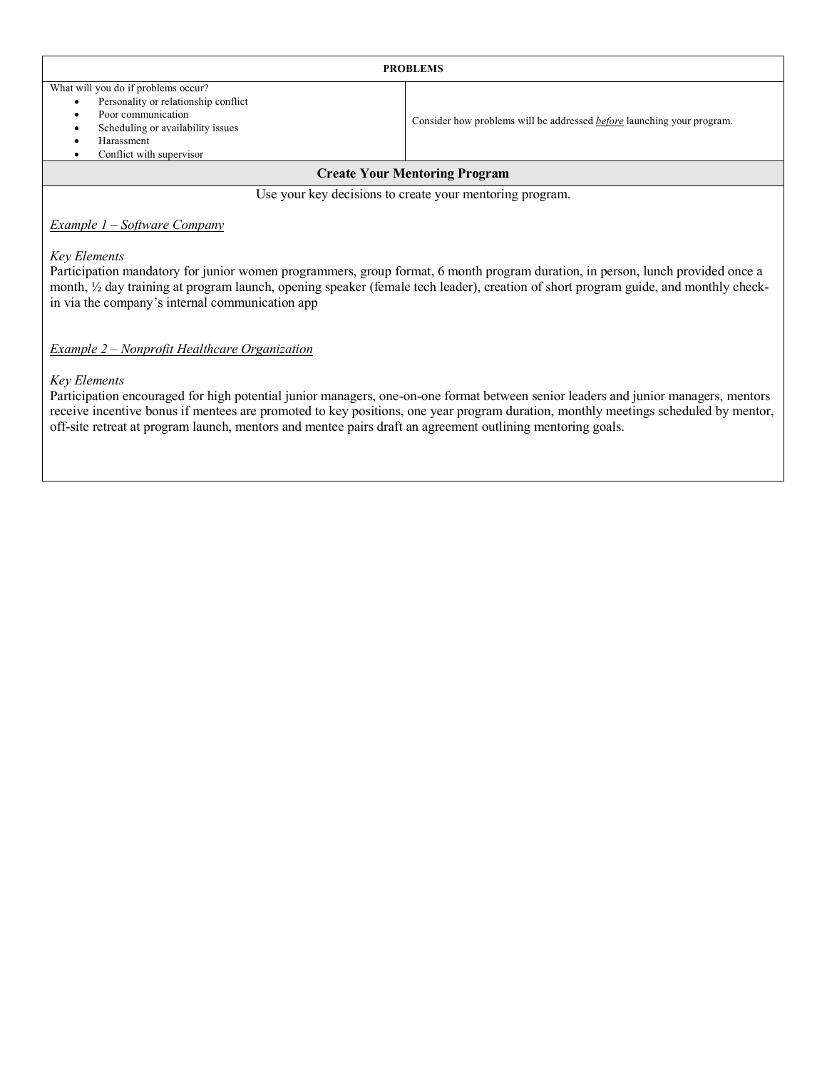| PROBLEMS | |
|---|---|
| What will you do if problems occur?<br>• Personality or relationship conflict<br>• Poor communication<br>• Scheduling or availability issues<br>• Harassment<br>• Conflict with supervisor | Consider how problems will be addressed *before* launching your program. |

## Create Your Mentoring Program

Use your key decisions to create your mentoring program.

*Example 1 – Software Company*

*Key Elements*

Participation mandatory for junior women programmers, group format, 6 month program duration, in person, lunch provided once a month, ½ day training at program launch, opening speaker (female tech leader), creation of short program guide, and monthly check-in via the company's internal communication app

*Example 2 – Nonprofit Healthcare Organization*

*Key Elements*

Participation encouraged for high potential junior managers, one-on-one format between senior leaders and junior managers, mentors receive incentive bonus if mentees are promoted to key positions, one year program duration, monthly meetings scheduled by mentor, off-site retreat at program launch, mentors and mentee pairs draft an agreement outlining mentoring goals.